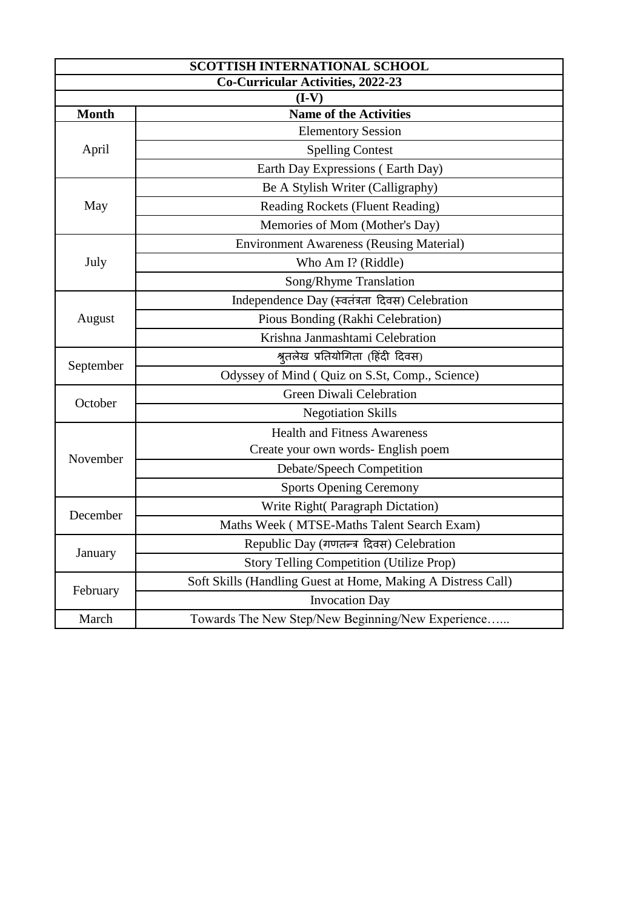# SCOTTISH INTERNATIONAL SCHOOL

## Co-Curricular Activities, 2022-23

### (I-V)

| Month | Name of the Activities |
|---|---|
| April | Elementory Session |
| | Spelling Contest |
| | Earth Day Expressions ( Earth Day) |
| May | Be A Stylish Writer (Calligraphy) |
| | Reading Rockets (Fluent Reading) |
| | Memories of Mom (Mother's Day) |
| July | Environment Awareness (Reusing Material) |
| | Who Am I? (Riddle) |
| | Song/Rhyme Translation |
| August | Independence Day (स्वतंत्रता दिवस) Celebration |
| | Pious Bonding (Rakhi Celebration) |
| | Krishna Janmashtami Celebration |
| September | श्रुतलेख प्रतियोगिता (हिंदी दिवस) |
| | Odyssey of Mind ( Quiz on S.St, Comp., Science) |
| October | Green Diwali Celebration |
| | Negotiation Skills |
| November | Health and Fitness Awareness<br>Create your own words- English poem |
| | Debate/Speech Competition |
| | Sports Opening Ceremony |
| December | Write Right( Paragraph Dictation) |
| | Maths Week ( MTSE-Maths Talent Search Exam) |
| January | Republic Day (गणतन्त्र दिवस) Celebration |
| | Story Telling Competition (Utilize Prop) |
| February | Soft Skills (Handling Guest at Home, Making A Distress Call) |
| | Invocation Day |
| March | Towards The New Step/New Beginning/New Experience…... |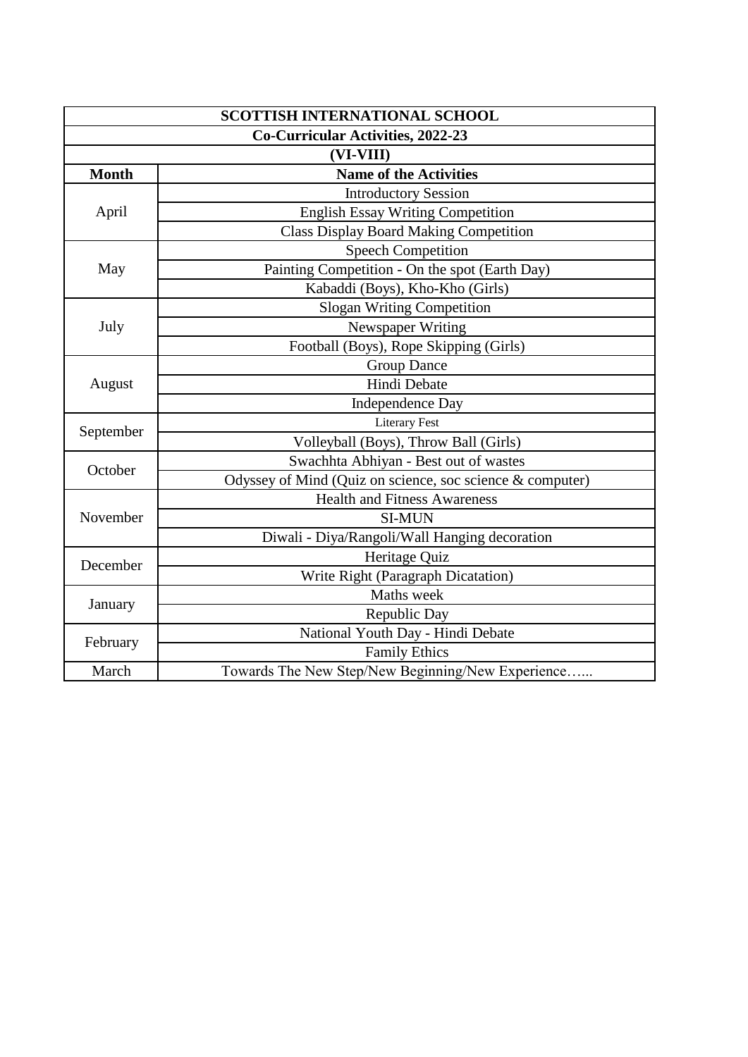| SCOTTISH INTERNATIONAL SCHOOL | |
|---|---|
| **Co-Curricular Activities, 2022-23** | |
| **(VI-VIII)** | |
| **Month** | **Name of the Activities** |
| April | Introductory Session |
| | English Essay Writing Competition |
| | Class Display Board Making Competition |
| May | Speech Competition |
| | Painting Competition - On the spot (Earth Day) |
| | Kabaddi (Boys), Kho-Kho (Girls) |
| July | Slogan Writing Competition |
| | Newspaper Writing |
| | Football (Boys), Rope Skipping (Girls) |
| August | Group Dance |
| | Hindi Debate |
| | Independence Day |
| September | Literary Fest |
| | Volleyball (Boys), Throw Ball (Girls) |
| October | Swachhta Abhiyan - Best out of wastes |
| | Odyssey of Mind (Quiz on science, soc science & computer) |
| November | Health and Fitness Awareness |
| | SI-MUN |
| | Diwali - Diya/Rangoli/Wall Hanging decoration |
| December | Heritage Quiz |
| | Write Right (Paragraph Dicatation) |
| January | Maths week |
| | Republic Day |
| February | National Youth Day - Hindi Debate |
| | Family Ethics |
| March | Towards The New Step/New Beginning/New Experience…... |